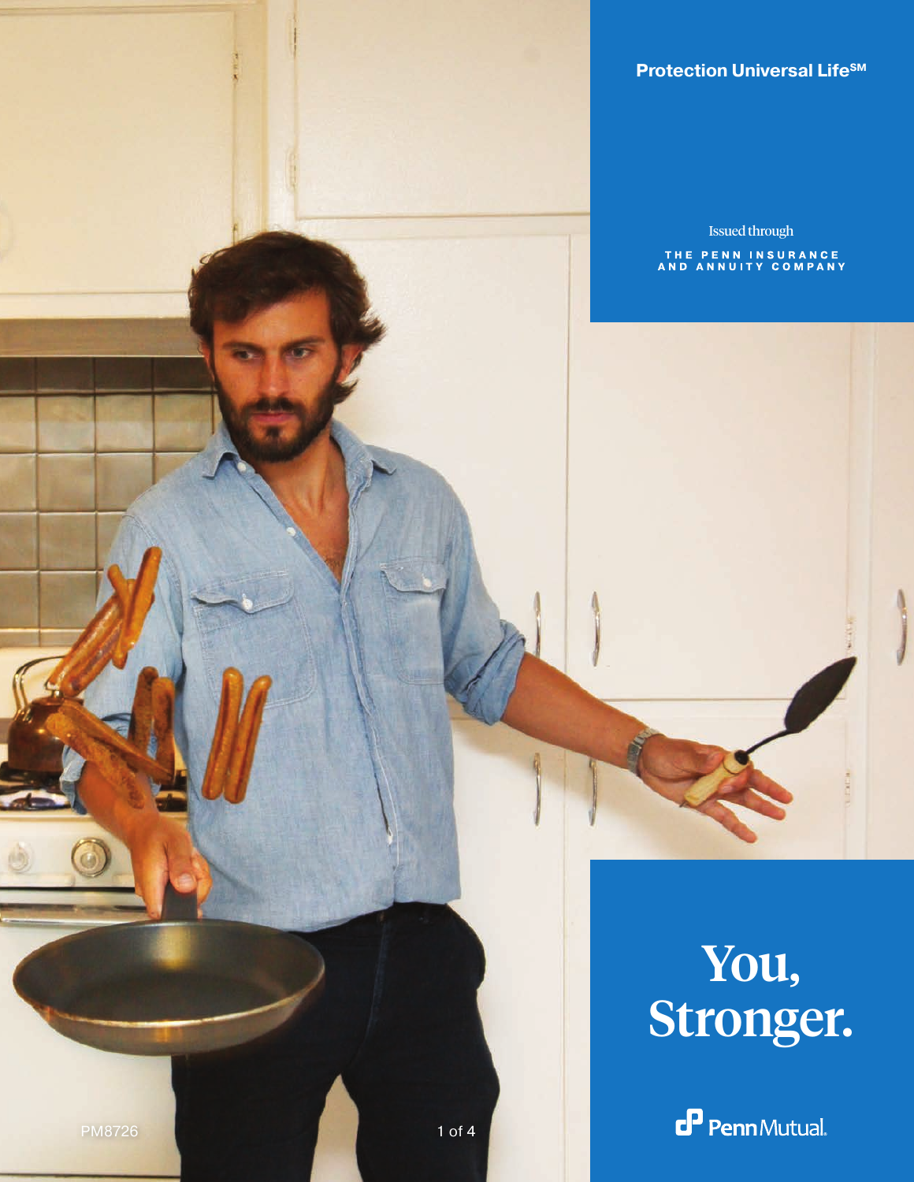**Protection Universal Life℠**

Issued through

THE PENN INSURANCE AND ANNUITY COMPANY

# You, Stronger.

PennMutual.

PM8726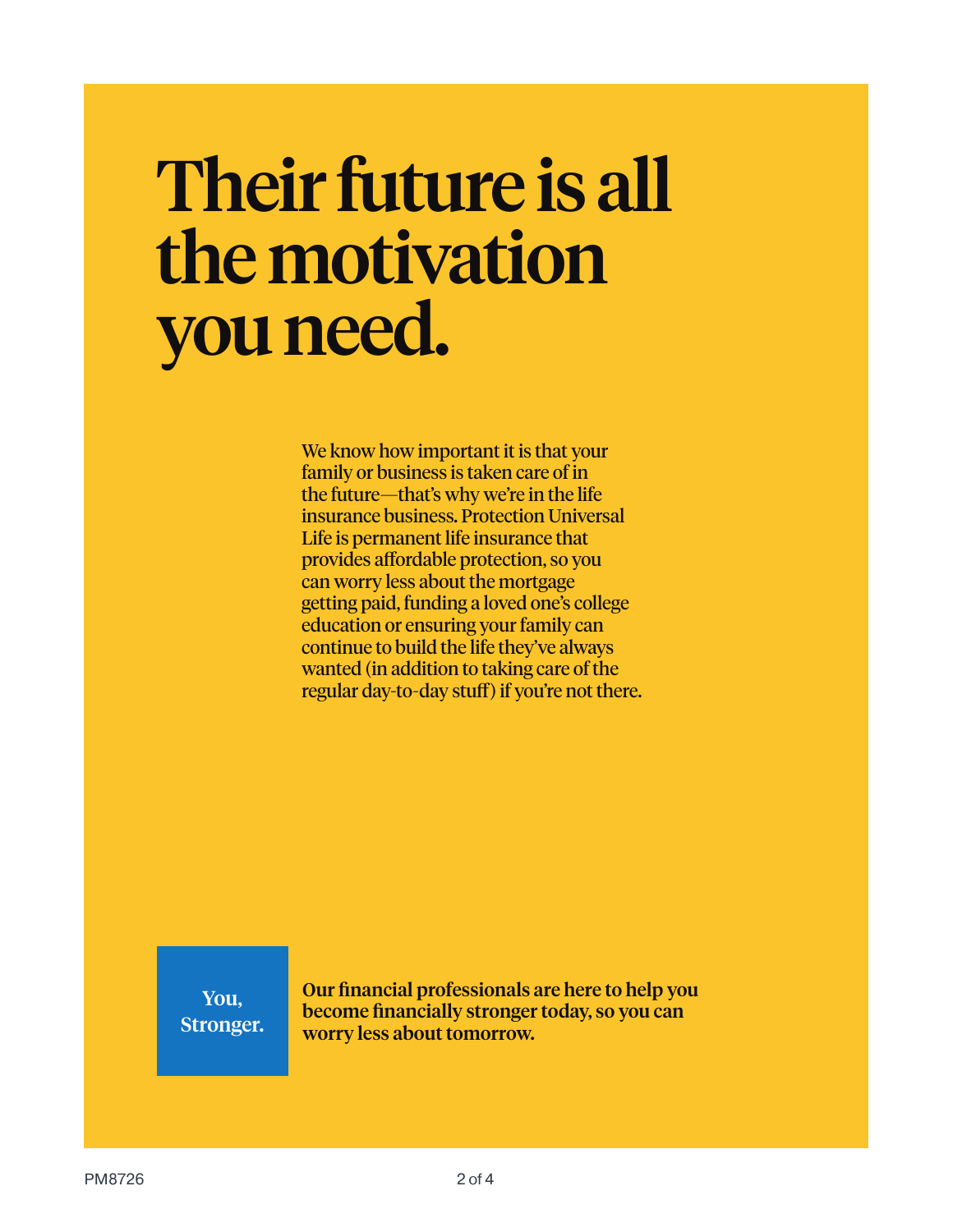# Their future is all the motivation you need.

We know how important it is that your family or business is taken care of in the future—that's why we're in the life insurance business. Protection Universal Life is permanent life insurance that provides affordable protection, so you can worry less about the mortgage getting paid, funding a loved one's college education or ensuring your family can continue to build the life they've always wanted (in addition to taking care of the regular day-to-day stuff) if you're not there.

**You, Stronger.**

**Our financial professionals are here to help you become financially stronger today, so you can worry less about tomorrow.**

PM8726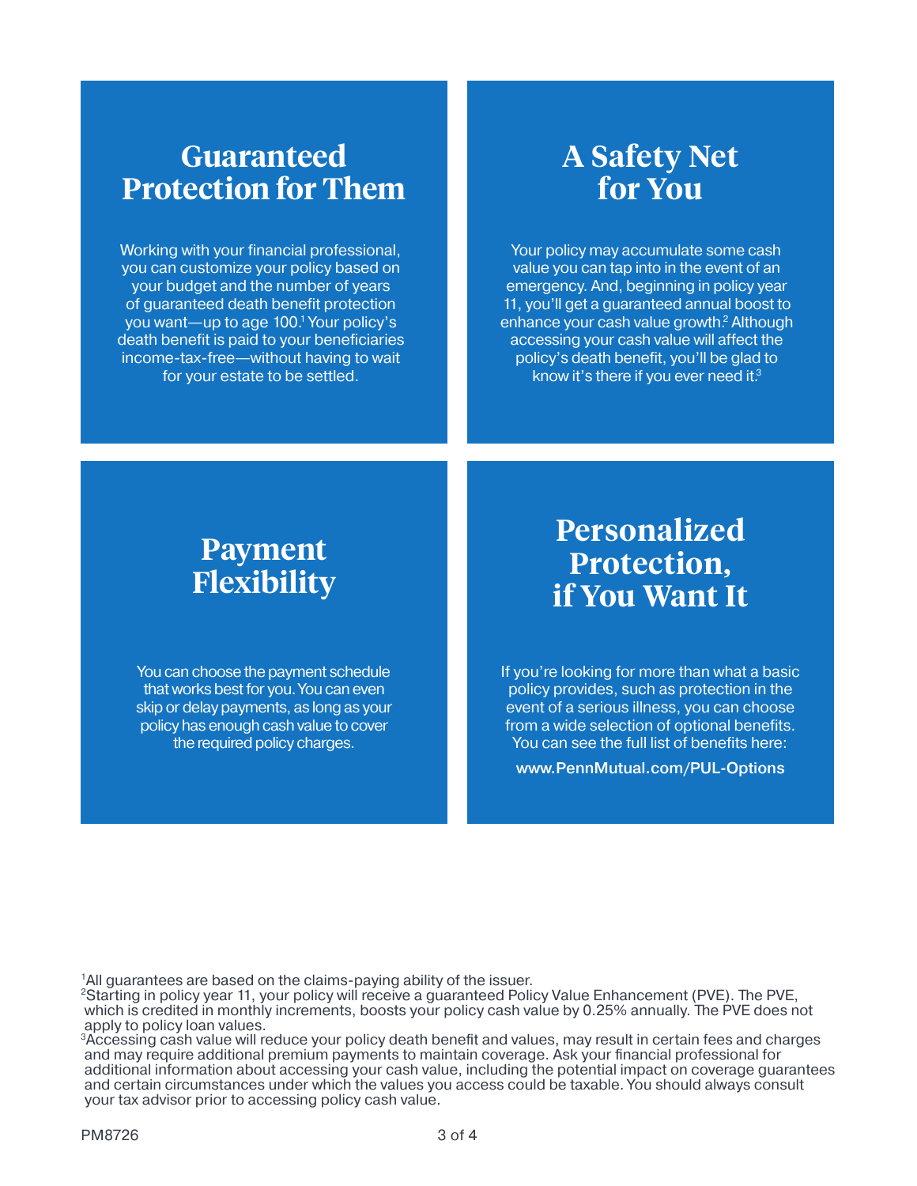## Guaranteed Protection for Them

Working with your financial professional, you can customize your policy based on your budget and the number of years of guaranteed death benefit protection you want—up to age 100.[1] Your policy's death benefit is paid to your beneficiaries income-tax-free—without having to wait for your estate to be settled.

## A Safety Net for You

Your policy may accumulate some cash value you can tap into in the event of an emergency. And, beginning in policy year 11, you'll get a guaranteed annual boost to enhance your cash value growth.[2] Although accessing your cash value will affect the policy's death benefit, you'll be glad to know it's there if you ever need it.[3]

## Payment Flexibility

You can choose the payment schedule that works best for you. You can even skip or delay payments, as long as your policy has enough cash value to cover the required policy charges.

## Personalized Protection, if You Want It

If you're looking for more than what a basic policy provides, such as protection in the event of a serious illness, you can choose from a wide selection of optional benefits. You can see the full list of benefits here:

**www.PennMutual.com/PUL-Options**

[1]All guarantees are based on the claims-paying ability of the issuer.
[2]Starting in policy year 11, your policy will receive a guaranteed Policy Value Enhancement (PVE). The PVE, which is credited in monthly increments, boosts your policy cash value by 0.25% annually. The PVE does not apply to policy loan values.
[3]Accessing cash value will reduce your policy death benefit and values, may result in certain fees and charges and may require additional premium payments to maintain coverage. Ask your financial professional for additional information about accessing your cash value, including the potential impact on coverage guarantees and certain circumstances under which the values you access could be taxable. You should always consult your tax advisor prior to accessing policy cash value.

PM8726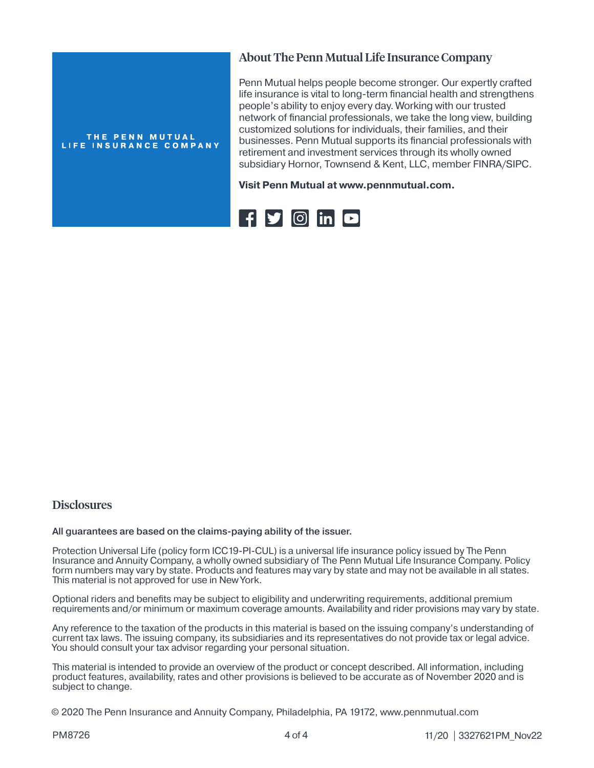THE PENN MUTUAL LIFE INSURANCE COMPANY

## About The Penn Mutual Life Insurance Company

Penn Mutual helps people become stronger. Our expertly crafted life insurance is vital to long-term financial health and strengthens people's ability to enjoy every day. Working with our trusted network of financial professionals, we take the long view, building customized solutions for individuals, their families, and their businesses. Penn Mutual supports its financial professionals with retirement and investment services through its wholly owned subsidiary Hornor, Townsend & Kent, LLC, member FINRA/SIPC.

**Visit Penn Mutual at www.pennmutual.com.**

## Disclosures

**All guarantees are based on the claims-paying ability of the issuer.**

Protection Universal Life (policy form ICC19-PI-CUL) is a universal life insurance policy issued by The Penn Insurance and Annuity Company, a wholly owned subsidiary of The Penn Mutual Life Insurance Company. Policy form numbers may vary by state. Products and features may vary by state and may not be available in all states. This material is not approved for use in New York.

Optional riders and benefits may be subject to eligibility and underwriting requirements, additional premium requirements and/or minimum or maximum coverage amounts. Availability and rider provisions may vary by state.

Any reference to the taxation of the products in this material is based on the issuing company's understanding of current tax laws. The issuing company, its subsidiaries and its representatives do not provide tax or legal advice. You should consult your tax advisor regarding your personal situation.

This material is intended to provide an overview of the product or concept described. All information, including product features, availability, rates and other provisions is believed to be accurate as of November 2020 and is subject to change.

© 2020 The Penn Insurance and Annuity Company, Philadelphia, PA 19172, www.pennmutual.com

PM8726

11/20 | 3327621PM_Nov22